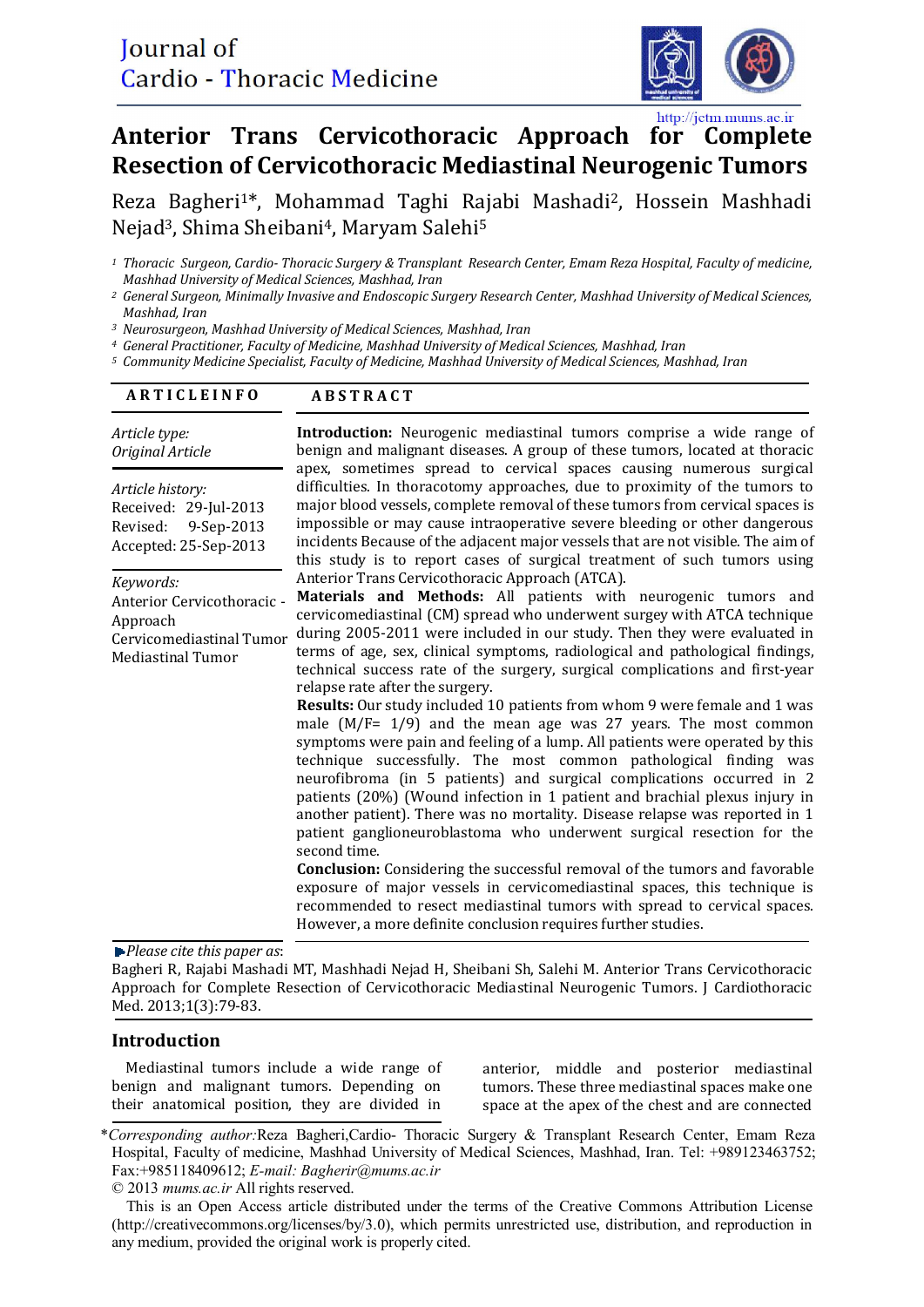# Anterior Trans Cervicothoracic Approach for Complete Resection of Cervicothoracic Mediastinal Neurogenic Tumors

Reza Bagheri[1]*, Mohammad Taghi Rajabi Mashadi[2], Hossein Mashhadi Nejad[3], Shima Sheibani[4], Maryam Salehi[5]

[1] *Thoracic Surgeon, Cardio- Thoracic Surgery & Transplant Research Center, Emam Reza Hospital, Faculty of medicine, Mashhad University of Medical Sciences, Mashhad, Iran*
[2] *General Surgeon, Minimally Invasive and Endoscopic Surgery Research Center, Mashhad University of Medical Sciences, Mashhad, Iran*
[3] *Neurosurgeon, Mashhad University of Medical Sciences, Mashhad, Iran*
[4] *General Practitioner, Faculty of Medicine, Mashhad University of Medical Sciences, Mashhad, Iran*
[5] *Community Medicine Specialist, Faculty of Medicine, Mashhad University of Medical Sciences, Mashhad, Iran*

**ARTICLE INFO**

*Article type:*
*Original Article*

*Article history:*
Received: 29-Jul-2013
Revised: 9-Sep-2013
Accepted: 25-Sep-2013

*Keywords:*
Anterior Cervicothoracic - Approach
Cervicomediastinal Tumor
Mediastinal Tumor

**ABSTRACT**

**Introduction:** Neurogenic mediastinal tumors comprise a wide range of benign and malignant diseases. A group of these tumors, located at thoracic apex, sometimes spread to cervical spaces causing numerous surgical difficulties. In thoracotomy approaches, due to proximity of the tumors to major blood vessels, complete removal of these tumors from cervical spaces is impossible or may cause intraoperative severe bleeding or other dangerous incidents Because of the adjacent major vessels that are not visible. The aim of this study is to report cases of surgical treatment of such tumors using Anterior Trans Cervicothoracic Approach (ATCA).

**Materials and Methods:** All patients with neurogenic tumors and cervicomediastinal (CM) spread who underwent surgery with ATCA technique during 2005-2011 were included in our study. Then they were evaluated in terms of age, sex, clinical symptoms, radiological and pathological findings, technical success rate of the surgery, surgical complications and first-year relapse rate after the surgery.

**Results:** Our study included 10 patients from whom 9 were female and 1 was male (M/F= 1/9) and the mean age was 27 years. The most common symptoms were pain and feeling of a lump. All patients were operated by this technique successfully. The most common pathological finding was neurofibroma (in 5 patients) and surgical complications occurred in 2 patients (20%) (Wound infection in 1 patient and brachial plexus injury in another patient). There was no mortality. Disease relapse was reported in 1 patient ganglioneuroblastoma who underwent surgical resection for the second time.

**Conclusion:** Considering the successful removal of the tumors and favorable exposure of major vessels in cervicomediastinal spaces, this technique is recommended to resect mediastinal tumors with spread to cervical spaces. However, a more definite conclusion requires further studies.

*Please cite this paper as*:
Bagheri R, Rajabi Mashadi MT, Mashhadi Nejad H, Sheibani Sh, Salehi M. Anterior Trans Cervicothoracic Approach for Complete Resection of Cervicothoracic Mediastinal Neurogenic Tumors. J Cardiothoracic Med. 2013;1(3):79-83.

## Introduction

Mediastinal tumors include a wide range of benign and malignant tumors. Depending on their anatomical position, they are divided in anterior, middle and posterior mediastinal tumors. These three mediastinal spaces make one space at the apex of the chest and are connected

*\*Corresponding author:* Reza Bagheri, Cardio- Thoracic Surgery & Transplant Research Center, Emam Reza Hospital, Faculty of medicine, Mashhad University of Medical Sciences, Mashhad, Iran. Tel: +989123463752; Fax:+985118409612; *E-mail: Bagherir@mums.ac.ir*
© 2013 *mums.ac.ir* All rights reserved.
This is an Open Access article distributed under the terms of the Creative Commons Attribution License (http://creativecommons.org/licenses/by/3.0), which permits unrestricted use, distribution, and reproduction in any medium, provided the original work is properly cited.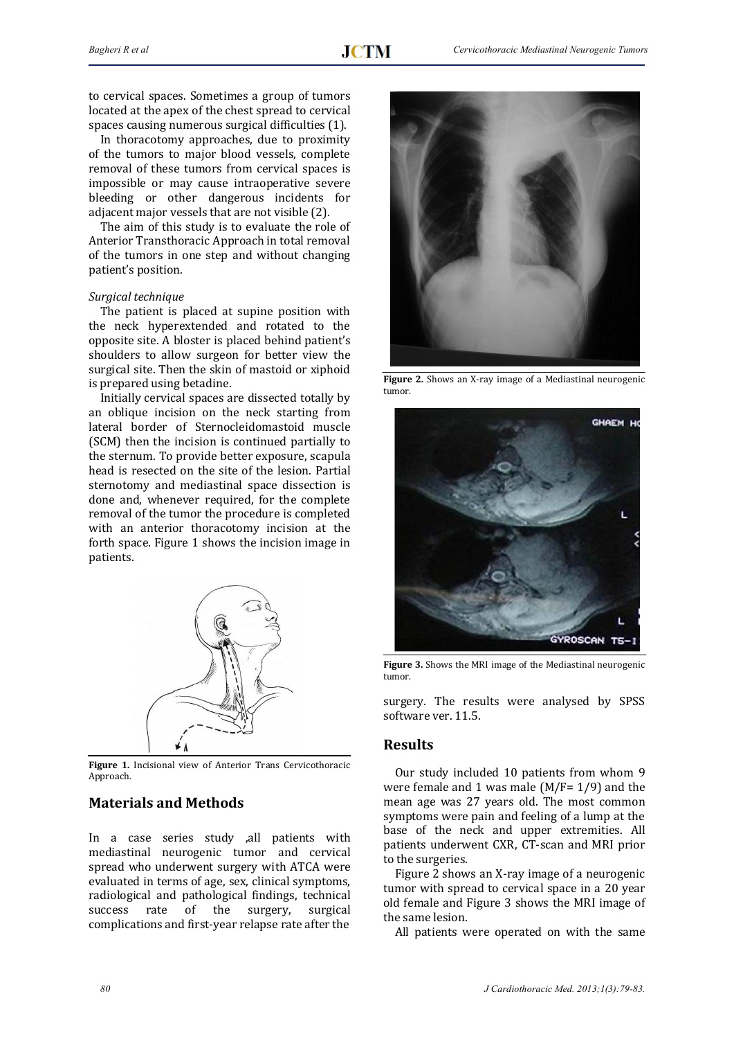to cervical spaces. Sometimes a group of tumors located at the apex of the chest spread to cervical spaces causing numerous surgical difficulties (1).

In thoracotomy approaches, due to proximity of the tumors to major blood vessels, complete removal of these tumors from cervical spaces is impossible or may cause intraoperative severe bleeding or other dangerous incidents for adjacent major vessels that are not visible (2).

The aim of this study is to evaluate the role of Anterior Transthoracic Approach in total removal of the tumors in one step and without changing patient's position.

*Surgical technique*

The patient is placed at supine position with the neck hyperextended and rotated to the opposite site. A bloster is placed behind patient's shoulders to allow surgeon for better view the surgical site. Then the skin of mastoid or xiphoid is prepared using betadine.

Initially cervical spaces are dissected totally by an oblique incision on the neck starting from lateral border of Sternocleidomastoid muscle (SCM) then the incision is continued partially to the sternum. To provide better exposure, scapula head is resected on the site of the lesion. Partial sternotomy and mediastinal space dissection is done and, whenever required, for the complete removal of the tumor the procedure is completed with an anterior thoracotomy incision at the forth space. Figure 1 shows the incision image in patients.

**Figure 1.** Incisional view of Anterior Trans Cervicothoracic Approach.

## Materials and Methods

In a case series study ,all patients with mediastinal neurogenic tumor and cervical spread who underwent surgery with ATCA were evaluated in terms of age, sex, clinical symptoms, radiological and pathological findings, technical success rate of the surgery, surgical complications and first-year relapse rate after the surgery. The results were analysed by SPSS software ver. 11.5.

**Figure 2.** Shows an X-ray image of a Mediastinal neurogenic tumor.

**Figure 3.** Shows the MRI image of the Mediastinal neurogenic tumor.

## Results

Our study included 10 patients from whom 9 were female and 1 was male (M/F= 1/9) and the mean age was 27 years old. The most common symptoms were pain and feeling of a lump at the base of the neck and upper extremities. All patients underwent CXR, CT-scan and MRI prior to the surgeries.

Figure 2 shows an X-ray image of a neurogenic tumor with spread to cervical space in a 20 year old female and Figure 3 shows the MRI image of the same lesion.

All patients were operated on with the same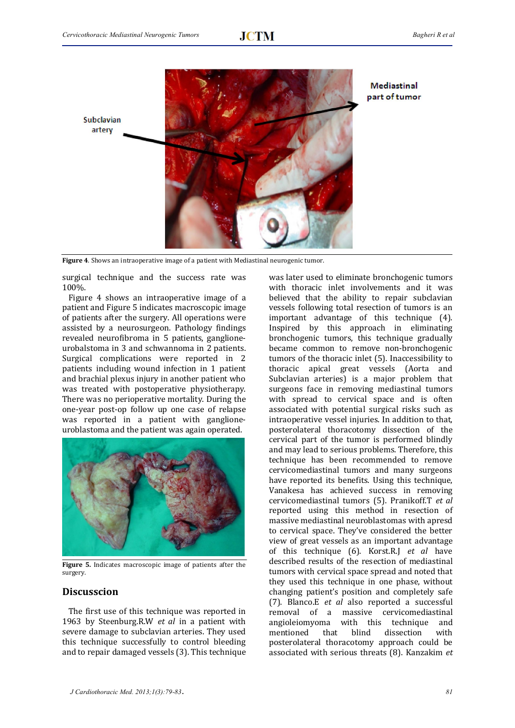Figure 4. Shows an intraoperative image of a patient with Mediastinal neurogenic tumor.

surgical technique and the success rate was 100%.

Figure 4 shows an intraoperative image of a patient and Figure 5 indicates macroscopic image of patients after the surgery. All operations were assisted by a neurosurgeon. Pathology findings revealed neurofibroma in 5 patients, ganglioneurobalstoma in 3 and schwannoma in 2 patients. Surgical complications were reported in 2 patients including wound infection in 1 patient and brachial plexus injury in another patient who was treated with postoperative physiotherapy. There was no perioperative mortality. During the one-year post-op follow up one case of relapse was reported in a patient with ganglioneuroblastoma and the patient was again operated.

Figure 5. Indicates macroscopic image of patients after the surgery.

## Discusscion

The first use of this technique was reported in 1963 by Steenburg.R.W *et al* in a patient with severe damage to subclavian arteries. They used this technique successfully to control bleeding and to repair damaged vessels (3). This technique was later used to eliminate bronchogenic tumors with thoracic inlet involvements and it was believed that the ability to repair subclavian vessels following total resection of tumors is an important advantage of this technique (4). Inspired by this approach in eliminating bronchogenic tumors, this technique gradually became common to remove non-bronchogenic tumors of the thoracic inlet (5). Inaccessibility to thoracic apical great vessels (Aorta and Subclavian arteries) is a major problem that surgeons face in removing mediastinal tumors with spread to cervical space and is often associated with potential surgical risks such as intraoperative vessel injuries. In addition to that, posterolateral thoracotomy dissection of the cervical part of the tumor is performed blindly and may lead to serious problems. Therefore, this technique has been recommended to remove cervicomediastinal tumors and many surgeons have reported its benefits. Using this technique, Vanakesa has achieved success in removing cervicomediastinal tumors (5). Pranikoff.T *et al* reported using this method in resection of massive mediastinal neuroblastomas with apresd to cervical space. They've considered the better view of great vessels as an important advantage of this technique (6). Korst.R.J *et al* have described results of the resection of mediastinal tumors with cervical space spread and noted that they used this technique in one phase, without changing patient's position and completely safe (7). Blanco.E *et al* also reported a successful removal of a massive cervicomediastinal angioleiomyoma with this technique and mentioned that blind dissection with posterolateral thoracotomy approach could be associated with serious threats (8). Kanzakim *et*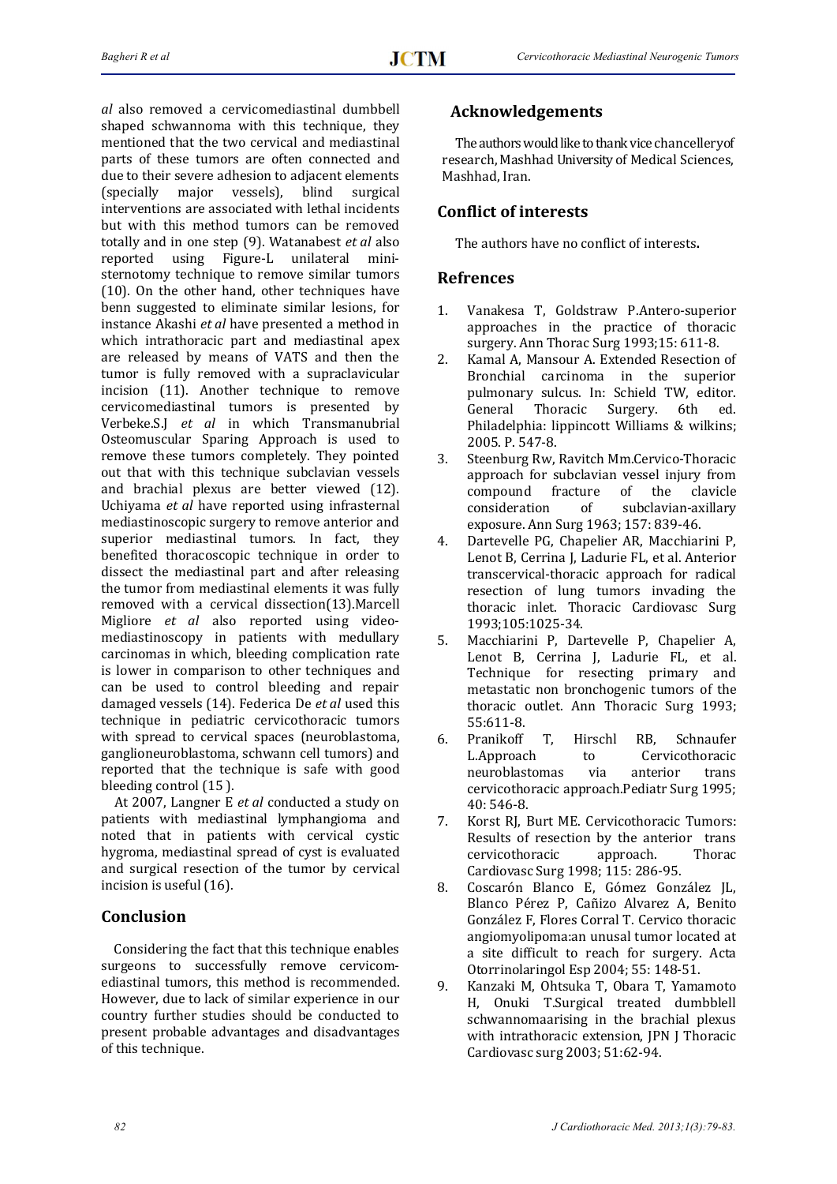*al* also removed a cervicomediastinal dumbbell shaped schwannoma with this technique, they mentioned that the two cervical and mediastinal parts of these tumors are often connected and due to their severe adhesion to adjacent elements (specially major vessels), blind surgical interventions are associated with lethal incidents but with this method tumors can be removed totally and in one step (9). Watanabest *et al* also reported using Figure-L unilateral mini-sternotomy technique to remove similar tumors (10). On the other hand, other techniques have benn suggested to eliminate similar lesions, for instance Akashi *et al* have presented a method in which intrathoracic part and mediastinal apex are released by means of VATS and then the tumor is fully removed with a supraclavicular incision (11). Another technique to remove cervicomediastinal tumors is presented by Verbeke.S.J *et al* in which Transmanubrial Osteomuscular Sparing Approach is used to remove these tumors completely. They pointed out that with this technique subclavian vessels and brachial plexus are better viewed (12). Uchiyama *et al* have reported using infrasternal mediastinoscopic surgery to remove anterior and superior mediastinal tumors. In fact, they benefited thoracoscopic technique in order to dissect the mediastinal part and after releasing the tumor from mediastinal elements it was fully removed with a cervical dissection(13).Marcell Migliore *et al* also reported using video-mediastinoscopy in patients with medullary carcinomas in which, bleeding complication rate is lower in comparison to other techniques and can be used to control bleeding and repair damaged vessels (14). Federica De *et al* used this technique in pediatric cervicothoracic tumors with spread to cervical spaces (neuroblastoma, ganglioneuroblastoma, schwann cell tumors) and reported that the technique is safe with good bleeding control (15 ).

At 2007, Langner E *et al* conducted a study on patients with mediastinal lymphangioma and noted that in patients with cervical cystic hygroma, mediastinal spread of cyst is evaluated and surgical resection of the tumor by cervical incision is useful (16).

## Conclusion

Considering the fact that this technique enables surgeons to successfully remove cervicomediastinal tumors, this method is recommended. However, due to lack of similar experience in our country further studies should be conducted to present probable advantages and disadvantages of this technique.

## Acknowledgements

The authors would like to thank vice chancelleryof research, Mashhad University of Medical Sciences, Mashhad, Iran.

## Conflict of interests

The authors have no conflict of interests**.**

## Refrences

1. Vanakesa T, Goldstraw P.Antero-superior approaches in the practice of thoracic surgery. Ann Thorac Surg 1993;15: 611-8.
2. Kamal A, Mansour A. Extended Resection of Bronchial carcinoma in the superior pulmonary sulcus. In: Schield TW, editor. General Thoracic Surgery. 6th ed. Philadelphia: lippincott Williams & wilkins; 2005. P. 547-8.
3. Steenburg Rw, Ravitch Mm.Cervico-Thoracic approach for subclavian vessel injury from compound fracture of the clavicle consideration of subclavian-axillary exposure. Ann Surg 1963; 157: 839-46.
4. Dartevelle PG, Chapelier AR, Macchiarini P, Lenot B, Cerrina J, Ladurie FL, et al. Anterior transcervical-thoracic approach for radical resection of lung tumors invading the thoracic inlet. Thoracic Cardiovasc Surg 1993;105:1025-34.
5. Macchiarini P, Dartevelle P, Chapelier A, Lenot B, Cerrina J, Ladurie FL, et al. Technique for resecting primary and metastatic non bronchogenic tumors of the thoracic outlet. Ann Thoracic Surg 1993; 55:611-8.
6. Pranikoff T, Hirschl RB, Schnaufer L.Approach to Cervicothoracic neuroblastomas via anterior trans cervicothoracic approach.Pediatr Surg 1995; 40: 546-8.
7. Korst RJ, Burt ME. Cervicothoracic Tumors: Results of resection by the anterior trans cervicothoracic approach. Thorac Cardiovasc Surg 1998; 115: 286-95.
8. Coscarón Blanco E, Gómez González JL, Blanco Pérez P, Cañizo Alvarez A, Benito González F, Flores Corral T. Cervico thoracic angiomyolipoma:an unusal tumor located at a site difficult to reach for surgery. Acta Otorrinolaringol Esp 2004; 55: 148-51.
9. Kanzaki M, Ohtsuka T, Obara T, Yamamoto H, Onuki T.Surgical treated dumbblell schwannomaarising in the brachial plexus with intrathoracic extension, JPN J Thoracic Cardiovasc surg 2003; 51:62-94.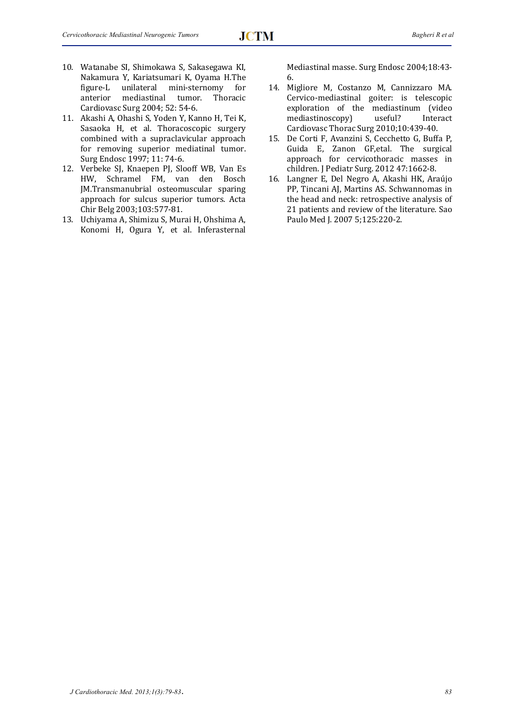10. Watanabe SI, Shimokawa S, Sakasegawa KI, Nakamura Y, Kariatsumari K, Oyama H.The figure-L unilateral mini-sternomy for anterior mediastinal tumor. Thoracic Cardiovasc Surg 2004; 52: 54-6.
11. Akashi A, Ohashi S, Yoden Y, Kanno H, Tei K, Sasaoka H, et al. Thoracoscopic surgery combined with a supraclavicular approach for removing superior mediatinal tumor. Surg Endosc 1997; 11: 74-6.
12. Verbeke SJ, Knaepen PJ, Slooff WB, Van Es HW, Schramel FM, van den Bosch JM.Transmanubrial osteomuscular sparing approach for sulcus superior tumors. Acta Chir Belg 2003;103:577-81.
13. Uchiyama A, Shimizu S, Murai H, Ohshima A, Konomi H, Ogura Y, et al. Inferasternal Mediastinal masse. Surg Endosc 2004;18:43-6.
14. Migliore M, Costanzo M, Cannizzaro MA. Cervico-mediastinal goiter: is telescopic exploration of the mediastinum (video mediastinoscopy) useful? Interact Cardiovasc Thorac Surg 2010;10:439-40.
15. De Corti F, Avanzini S, Cecchetto G, Buffa P, Guida E, Zanon GF,etal. The surgical approach for cervicothoracic masses in children. J Pediatr Surg. 2012 47:1662-8.
16. Langner E, Del Negro A, Akashi HK, Araújo PP, Tincani AJ, Martins AS. Schwannomas in the head and neck: retrospective analysis of 21 patients and review of the literature. Sao Paulo Med J. 2007 5;125:220-2.